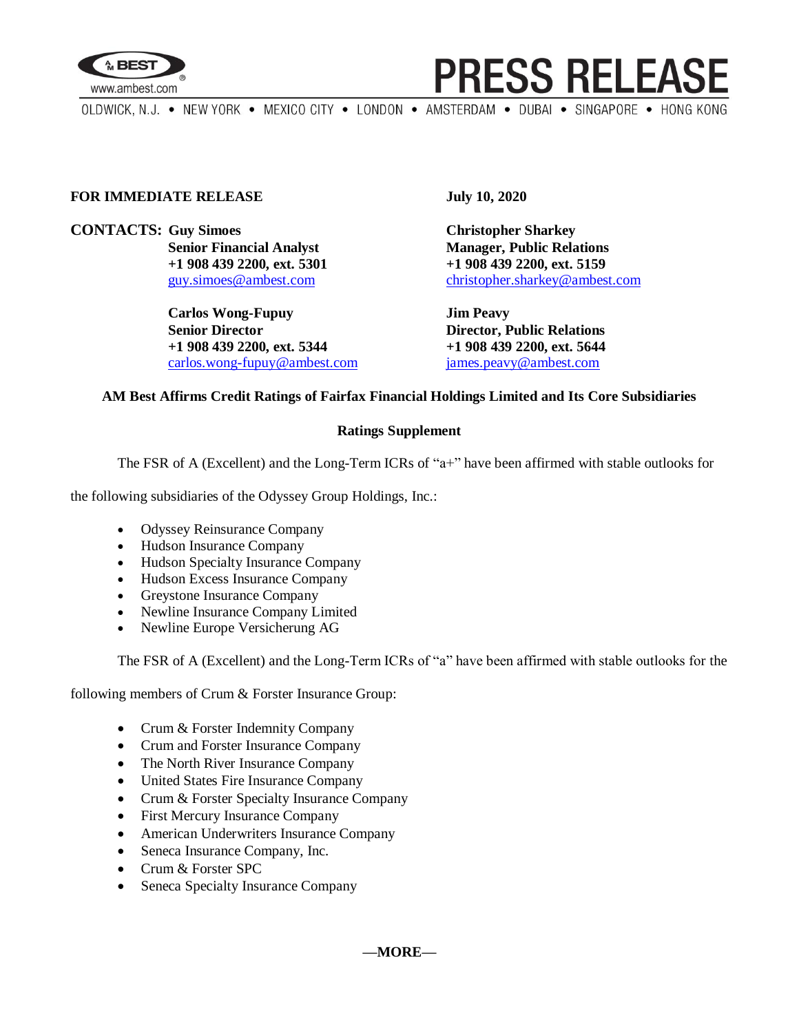**FOR IMMEDIATE RELEASE**

**July 10, 2020**

**CONTACTS:**

**Guy Simoes**
**Senior Financial Analyst**
**+1 908 439 2200, ext. 5301**
guy.simoes@ambest.com

**Christopher Sharkey**
**Manager, Public Relations**
**+1 908 439 2200, ext. 5159**
christopher.sharkey@ambest.com

**Carlos Wong-Fupuy**
**Senior Director**
**+1 908 439 2200, ext. 5344**
carlos.wong-fupuy@ambest.com

**Jim Peavy**
**Director, Public Relations**
**+1 908 439 2200, ext. 5644**
james.peavy@ambest.com

## AM Best Affirms Credit Ratings of Fairfax Financial Holdings Limited and Its Core Subsidiaries

### Ratings Supplement

The FSR of A (Excellent) and the Long-Term ICRs of "a+" have been affirmed with stable outlooks for the following subsidiaries of the Odyssey Group Holdings, Inc.:

- Odyssey Reinsurance Company
- Hudson Insurance Company
- Hudson Specialty Insurance Company
- Hudson Excess Insurance Company
- Greystone Insurance Company
- Newline Insurance Company Limited
- Newline Europe Versicherung AG

The FSR of A (Excellent) and the Long-Term ICRs of "a" have been affirmed with stable outlooks for the following members of Crum & Forster Insurance Group:

- Crum & Forster Indemnity Company
- Crum and Forster Insurance Company
- The North River Insurance Company
- United States Fire Insurance Company
- Crum & Forster Specialty Insurance Company
- First Mercury Insurance Company
- American Underwriters Insurance Company
- Seneca Insurance Company, Inc.
- Crum & Forster SPC
- Seneca Specialty Insurance Company

**—MORE—**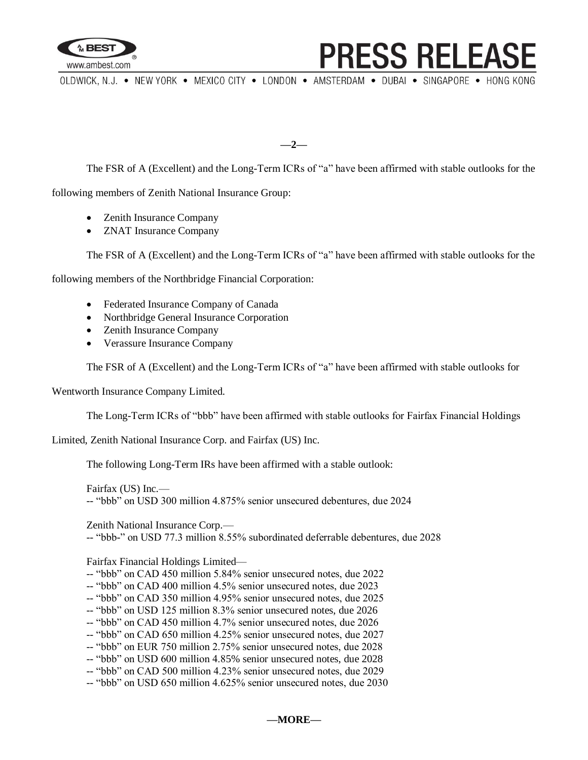The FSR of A (Excellent) and the Long-Term ICRs of "a" have been affirmed with stable outlooks for the following members of Zenith National Insurance Group:

- Zenith Insurance Company
- ZNAT Insurance Company

The FSR of A (Excellent) and the Long-Term ICRs of "a" have been affirmed with stable outlooks for the following members of the Northbridge Financial Corporation:

- Federated Insurance Company of Canada
- Northbridge General Insurance Corporation
- Zenith Insurance Company
- Verassure Insurance Company

The FSR of A (Excellent) and the Long-Term ICRs of "a" have been affirmed with stable outlooks for Wentworth Insurance Company Limited.

The Long-Term ICRs of "bbb" have been affirmed with stable outlooks for Fairfax Financial Holdings Limited, Zenith National Insurance Corp. and Fairfax (US) Inc.

The following Long-Term IRs have been affirmed with a stable outlook:

Fairfax (US) Inc.—
-- "bbb" on USD 300 million 4.875% senior unsecured debentures, due 2024

Zenith National Insurance Corp.—
-- "bbb-" on USD 77.3 million 8.55% subordinated deferrable debentures, due 2028

Fairfax Financial Holdings Limited—
-- "bbb" on CAD 450 million 5.84% senior unsecured notes, due 2022
-- "bbb" on CAD 400 million 4.5% senior unsecured notes, due 2023
-- "bbb" on CAD 350 million 4.95% senior unsecured notes, due 2025
-- "bbb" on USD 125 million 8.3% senior unsecured notes, due 2026
-- "bbb" on CAD 450 million 4.7% senior unsecured notes, due 2026
-- "bbb" on CAD 650 million 4.25% senior unsecured notes, due 2027
-- "bbb" on EUR 750 million 2.75% senior unsecured notes, due 2028
-- "bbb" on USD 600 million 4.85% senior unsecured notes, due 2028
-- "bbb" on CAD 500 million 4.23% senior unsecured notes, due 2029
-- "bbb" on USD 650 million 4.625% senior unsecured notes, due 2030

—MORE—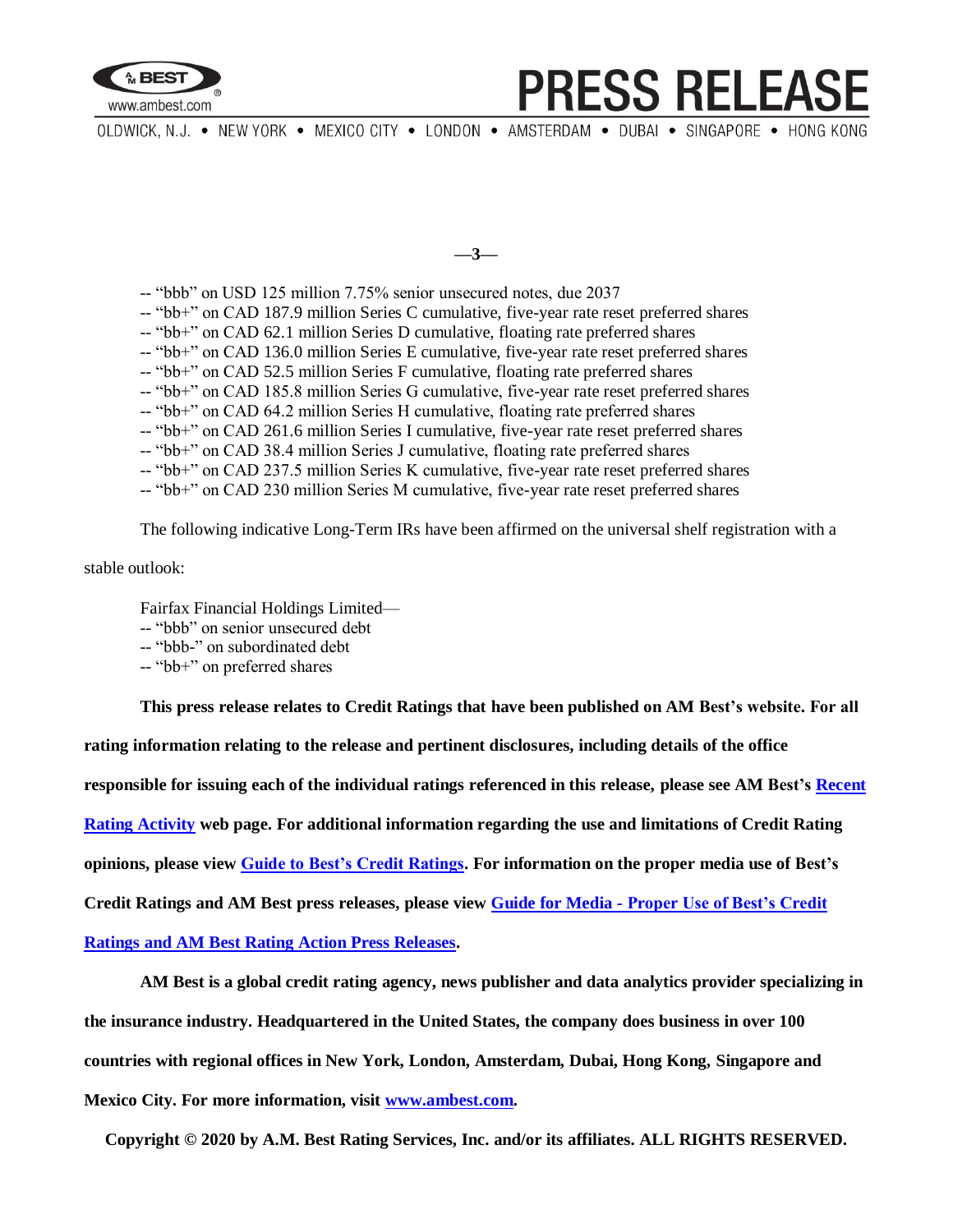-- "bbb" on USD 125 million 7.75% senior unsecured notes, due 2037
-- "bb+" on CAD 187.9 million Series C cumulative, five-year rate reset preferred shares
-- "bb+" on CAD 62.1 million Series D cumulative, floating rate preferred shares
-- "bb+" on CAD 136.0 million Series E cumulative, five-year rate reset preferred shares
-- "bb+" on CAD 52.5 million Series F cumulative, floating rate preferred shares
-- "bb+" on CAD 185.8 million Series G cumulative, five-year rate reset preferred shares
-- "bb+" on CAD 64.2 million Series H cumulative, floating rate preferred shares
-- "bb+" on CAD 261.6 million Series I cumulative, five-year rate reset preferred shares
-- "bb+" on CAD 38.4 million Series J cumulative, floating rate preferred shares
-- "bb+" on CAD 237.5 million Series K cumulative, five-year rate reset preferred shares
-- "bb+" on CAD 230 million Series M cumulative, five-year rate reset preferred shares

The following indicative Long-Term IRs have been affirmed on the universal shelf registration with a stable outlook:

Fairfax Financial Holdings Limited—
-- "bbb" on senior unsecured debt
-- "bbb-" on subordinated debt
-- "bb+" on preferred shares

**This press release relates to Credit Ratings that have been published on AM Best's website. For all rating information relating to the release and pertinent disclosures, including details of the office responsible for issuing each of the individual ratings referenced in this release, please see AM Best's Recent Rating Activity web page. For additional information regarding the use and limitations of Credit Rating opinions, please view Guide to Best's Credit Ratings. For information on the proper media use of Best's Credit Ratings and AM Best press releases, please view Guide for Media - Proper Use of Best's Credit Ratings and AM Best Rating Action Press Releases.**

**AM Best is a global credit rating agency, news publisher and data analytics provider specializing in the insurance industry. Headquartered in the United States, the company does business in over 100 countries with regional offices in New York, London, Amsterdam, Dubai, Hong Kong, Singapore and Mexico City. For more information, visit www.ambest.com.**

**Copyright © 2020 by A.M. Best Rating Services, Inc. and/or its affiliates. ALL RIGHTS RESERVED.**